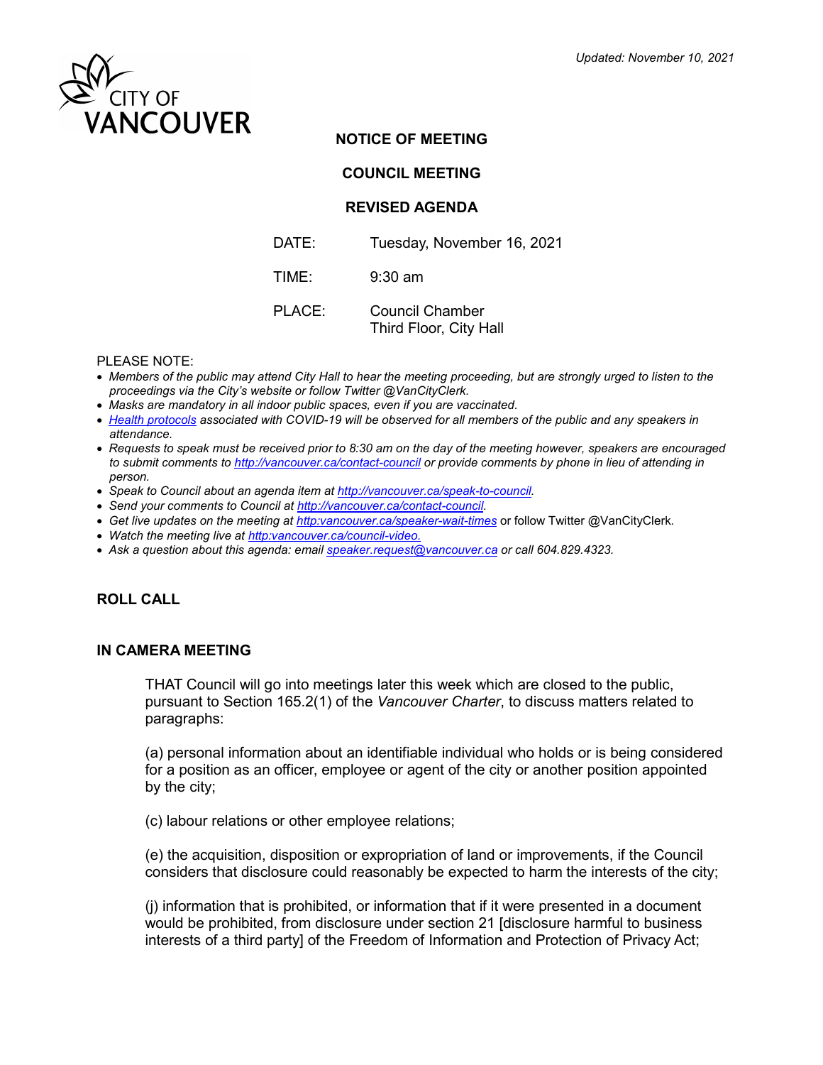*Updated: November 10, 2021*

CITY OF VANCOUVER

**NOTICE OF MEETING**

**COUNCIL MEETING**

**REVISED AGENDA**

DATE: Tuesday, November 16, 2021

TIME: 9:30 am

PLACE: Council Chamber
Third Floor, City Hall

PLEASE NOTE:

- *Members of the public may attend City Hall to hear the meeting proceeding, but are strongly urged to listen to the proceedings via the City's website or follow Twitter @VanCityClerk.*
- *Masks are mandatory in all indoor public spaces, even if you are vaccinated.*
- *[Health protocols](#) associated with COVID-19 will be observed for all members of the public and any speakers in attendance.*
- *Requests to speak must be received prior to 8:30 am on the day of the meeting however, speakers are encouraged to submit comments to [http://vancouver.ca/contact-council](http://vancouver.ca/contact-council) or provide comments by phone in lieu of attending in person.*
- *Speak to Council about an agenda item at [http://vancouver.ca/speak-to-council](http://vancouver.ca/speak-to-council).*
- *Send your comments to Council at [http://vancouver.ca/contact-council](http://vancouver.ca/contact-council).*
- *Get live updates on the meeting at [http:vancouver.ca/speaker-wait-times](http:vancouver.ca/speaker-wait-times)* or follow Twitter @VanCityClerk.
- *Watch the meeting live at [http:vancouver.ca/council-video.](http:vancouver.ca/council-video)*
- *Ask a question about this agenda: email [speaker.request@vancouver.ca](mailto:speaker.request@vancouver.ca) or call 604.829.4323.*

## ROLL CALL

## IN CAMERA MEETING

THAT Council will go into meetings later this week which are closed to the public, pursuant to Section 165.2(1) of the *Vancouver Charter*, to discuss matters related to paragraphs:

(a) personal information about an identifiable individual who holds or is being considered for a position as an officer, employee or agent of the city or another position appointed by the city;

(c) labour relations or other employee relations;

(e) the acquisition, disposition or expropriation of land or improvements, if the Council considers that disclosure could reasonably be expected to harm the interests of the city;

(j) information that is prohibited, or information that if it were presented in a document would be prohibited, from disclosure under section 21 [disclosure harmful to business interests of a third party] of the Freedom of Information and Protection of Privacy Act;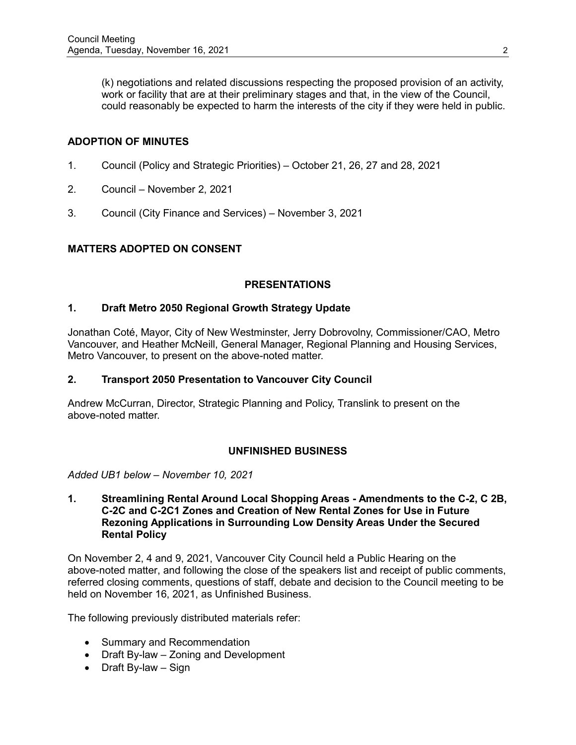(k) negotiations and related discussions respecting the proposed provision of an activity, work or facility that are at their preliminary stages and that, in the view of the Council, could reasonably be expected to harm the interests of the city if they were held in public.

## ADOPTION OF MINUTES

1. Council (Policy and Strategic Priorities) – October 21, 26, 27 and 28, 2021
2. Council – November 2, 2021
3. Council (City Finance and Services) – November 3, 2021

## MATTERS ADOPTED ON CONSENT

## PRESENTATIONS

### 1. Draft Metro 2050 Regional Growth Strategy Update

Jonathan Coté, Mayor, City of New Westminster, Jerry Dobrovolny, Commissioner/CAO, Metro Vancouver, and Heather McNeill, General Manager, Regional Planning and Housing Services, Metro Vancouver, to present on the above-noted matter.

### 2. Transport 2050 Presentation to Vancouver City Council

Andrew McCurran, Director, Strategic Planning and Policy, Translink to present on the above-noted matter.

## UNFINISHED BUSINESS

*Added UB1 below – November 10, 2021*

### 1. Streamlining Rental Around Local Shopping Areas - Amendments to the C-2, C 2B, C-2C and C-2C1 Zones and Creation of New Rental Zones for Use in Future Rezoning Applications in Surrounding Low Density Areas Under the Secured Rental Policy

On November 2, 4 and 9, 2021, Vancouver City Council held a Public Hearing on the above-noted matter, and following the close of the speakers list and receipt of public comments, referred closing comments, questions of staff, debate and decision to the Council meeting to be held on November 16, 2021, as Unfinished Business.

The following previously distributed materials refer:

- Summary and Recommendation
- Draft By-law – Zoning and Development
- Draft By-law – Sign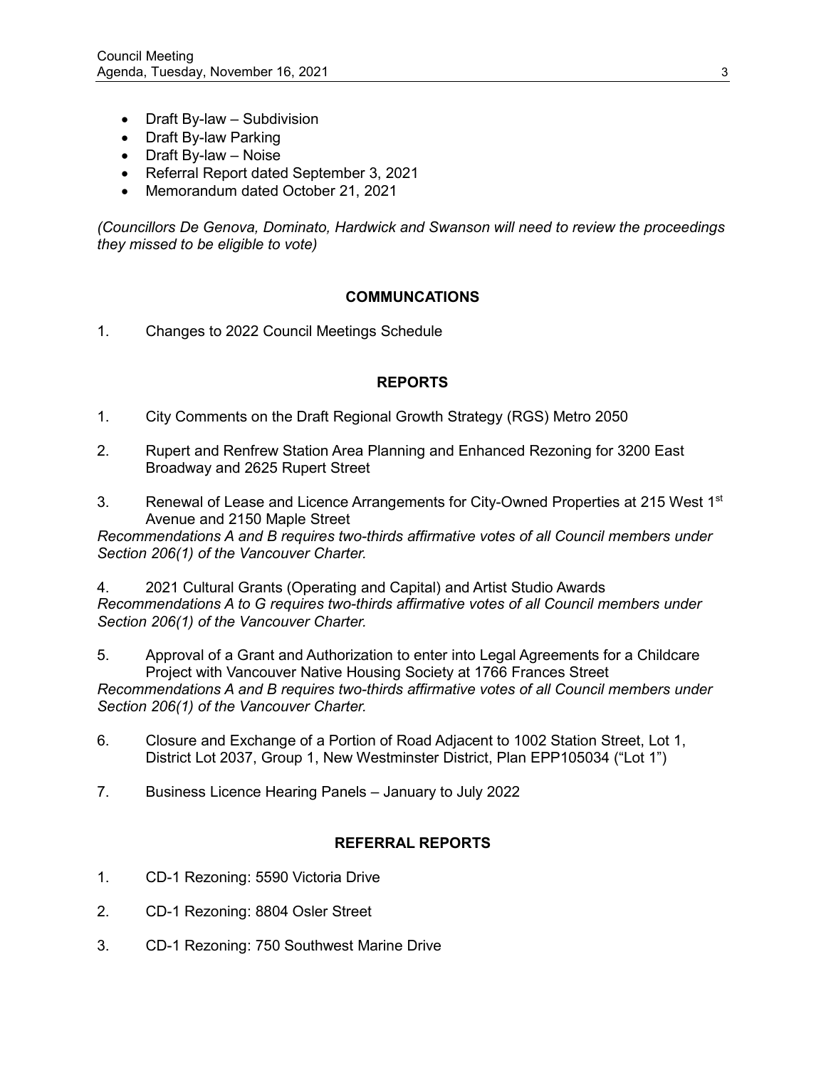- Draft By-law – Subdivision
- Draft By-law Parking
- Draft By-law – Noise
- Referral Report dated September 3, 2021
- Memorandum dated October 21, 2021

*(Councillors De Genova, Dominato, Hardwick and Swanson will need to review the proceedings they missed to be eligible to vote)*

## COMMUNCATIONS

1. Changes to 2022 Council Meetings Schedule

## REPORTS

1. City Comments on the Draft Regional Growth Strategy (RGS) Metro 2050

2. Rupert and Renfrew Station Area Planning and Enhanced Rezoning for 3200 East Broadway and 2625 Rupert Street

3. Renewal of Lease and Licence Arrangements for City-Owned Properties at 215 West 1st Avenue and 2150 Maple Street
*Recommendations A and B requires two-thirds affirmative votes of all Council members under Section 206(1) of the Vancouver Charter.*

4. 2021 Cultural Grants (Operating and Capital) and Artist Studio Awards
*Recommendations A to G requires two-thirds affirmative votes of all Council members under Section 206(1) of the Vancouver Charter.*

5. Approval of a Grant and Authorization to enter into Legal Agreements for a Childcare Project with Vancouver Native Housing Society at 1766 Frances Street
*Recommendations A and B requires two-thirds affirmative votes of all Council members under Section 206(1) of the Vancouver Charter.*

6. Closure and Exchange of a Portion of Road Adjacent to 1002 Station Street, Lot 1, District Lot 2037, Group 1, New Westminster District, Plan EPP105034 ("Lot 1")

7. Business Licence Hearing Panels – January to July 2022

## REFERRAL REPORTS

1. CD-1 Rezoning: 5590 Victoria Drive

2. CD-1 Rezoning: 8804 Osler Street

3. CD-1 Rezoning: 750 Southwest Marine Drive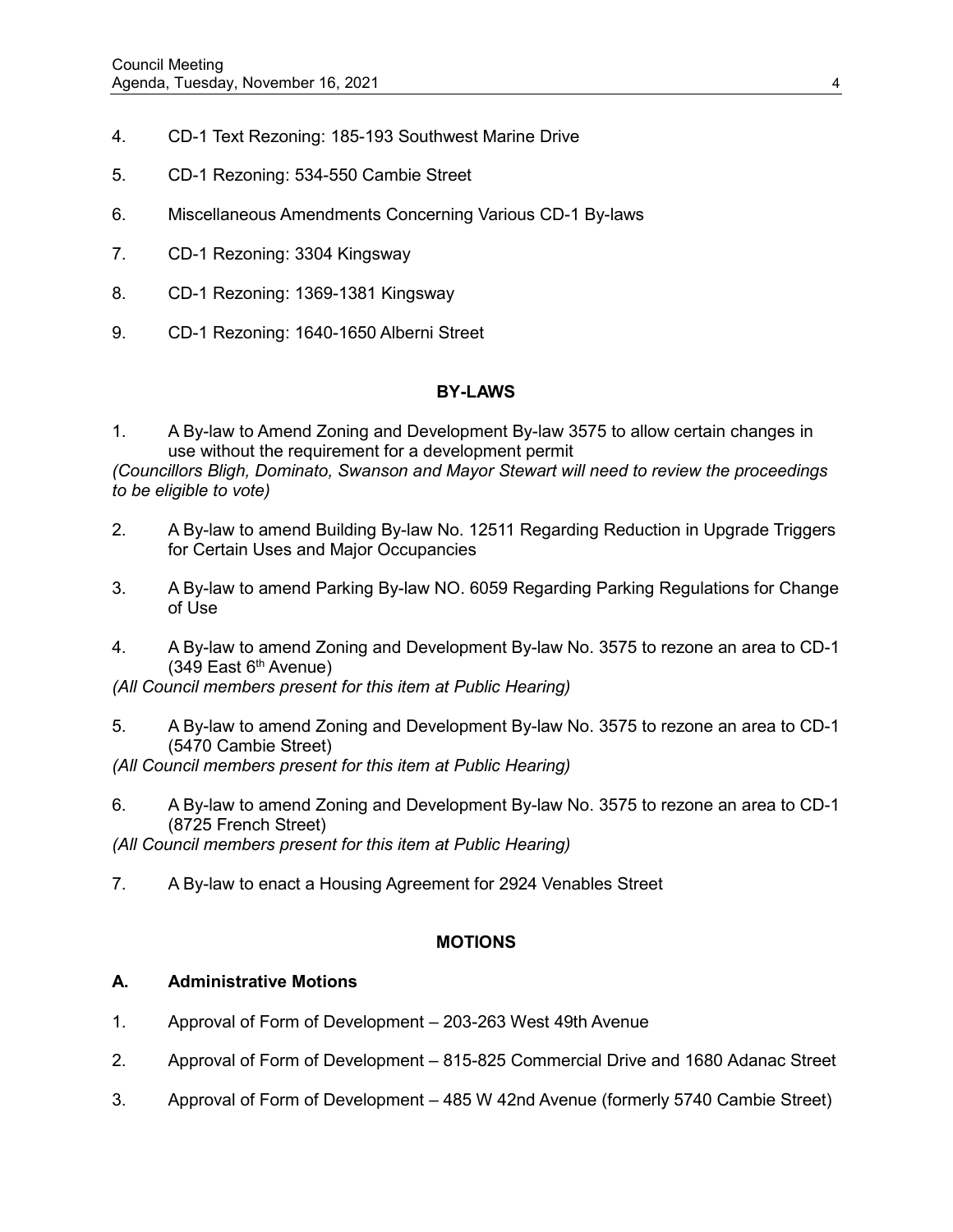4. CD-1 Text Rezoning: 185-193 Southwest Marine Drive

5. CD-1 Rezoning: 534-550 Cambie Street

6. Miscellaneous Amendments Concerning Various CD-1 By-laws

7. CD-1 Rezoning: 3304 Kingsway

8. CD-1 Rezoning: 1369-1381 Kingsway

9. CD-1 Rezoning: 1640-1650 Alberni Street

## BY-LAWS

1. A By-law to Amend Zoning and Development By-law 3575 to allow certain changes in use without the requirement for a development permit

*(Councillors Bligh, Dominato, Swanson and Mayor Stewart will need to review the proceedings to be eligible to vote)*

2. A By-law to amend Building By-law No. 12511 Regarding Reduction in Upgrade Triggers for Certain Uses and Major Occupancies

3. A By-law to amend Parking By-law NO. 6059 Regarding Parking Regulations for Change of Use

4. A By-law to amend Zoning and Development By-law No. 3575 to rezone an area to CD-1 (349 East 6th Avenue)

*(All Council members present for this item at Public Hearing)*

5. A By-law to amend Zoning and Development By-law No. 3575 to rezone an area to CD-1 (5470 Cambie Street)

*(All Council members present for this item at Public Hearing)*

6. A By-law to amend Zoning and Development By-law No. 3575 to rezone an area to CD-1 (8725 French Street)

*(All Council members present for this item at Public Hearing)*

7. A By-law to enact a Housing Agreement for 2924 Venables Street

## MOTIONS

### A. Administrative Motions

1. Approval of Form of Development – 203-263 West 49th Avenue

2. Approval of Form of Development – 815-825 Commercial Drive and 1680 Adanac Street

3. Approval of Form of Development – 485 W 42nd Avenue (formerly 5740 Cambie Street)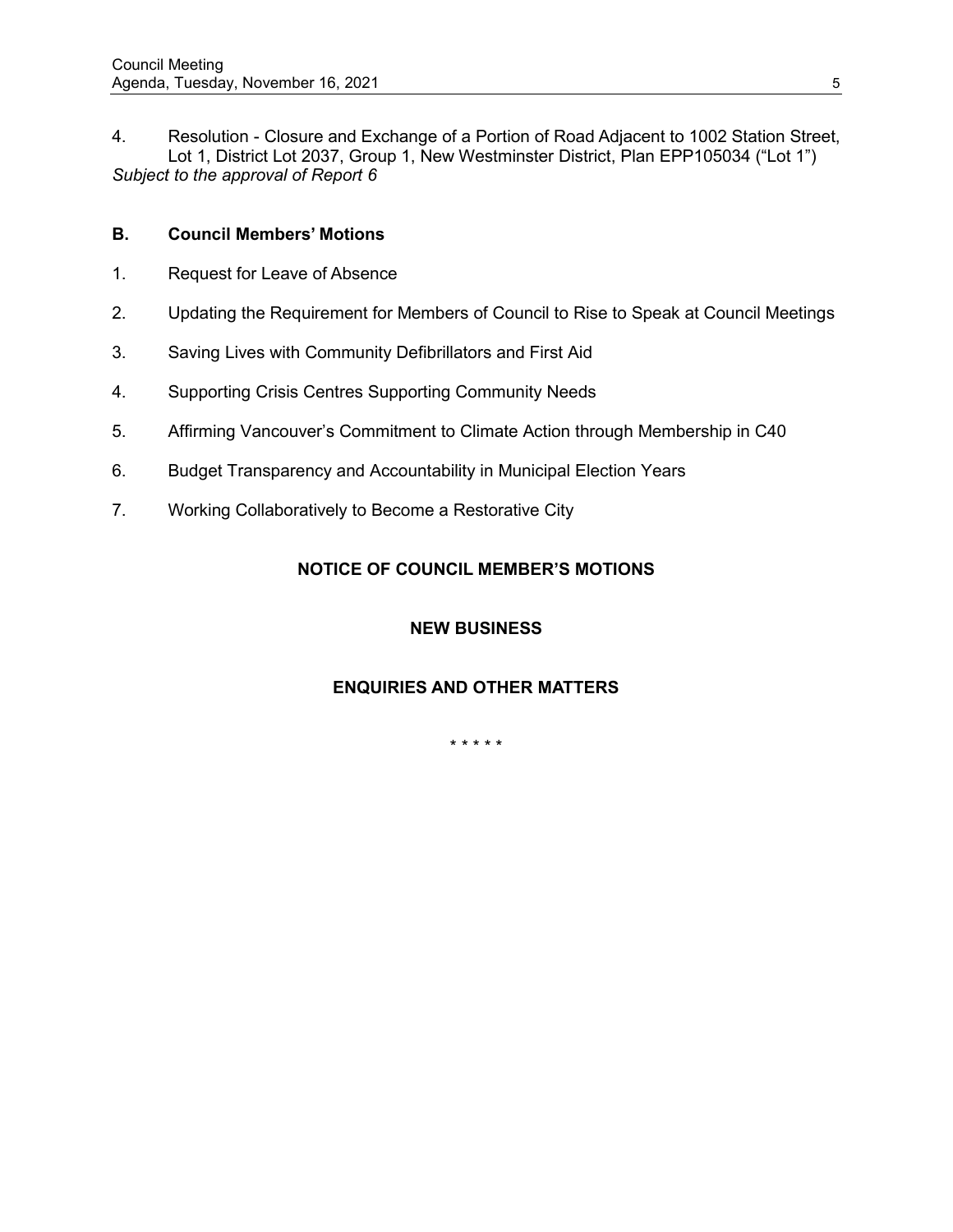4. Resolution - Closure and Exchange of a Portion of Road Adjacent to 1002 Station Street, Lot 1, District Lot 2037, Group 1, New Westminster District, Plan EPP105034 ("Lot 1")
*Subject to the approval of Report 6*

## B. Council Members' Motions

1. Request for Leave of Absence
2. Updating the Requirement for Members of Council to Rise to Speak at Council Meetings
3. Saving Lives with Community Defibrillators and First Aid
4. Supporting Crisis Centres Supporting Community Needs
5. Affirming Vancouver's Commitment to Climate Action through Membership in C40
6. Budget Transparency and Accountability in Municipal Election Years
7. Working Collaboratively to Become a Restorative City

## NOTICE OF COUNCIL MEMBER'S MOTIONS

## NEW BUSINESS

## ENQUIRIES AND OTHER MATTERS

* * * * *